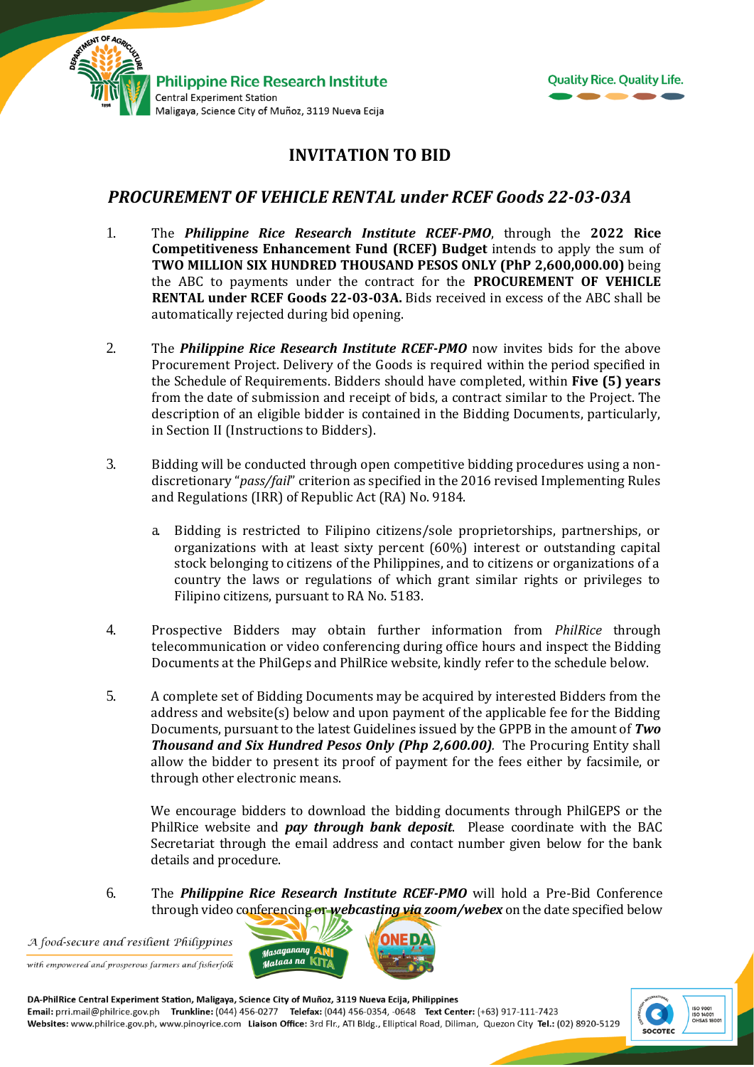# INVITATION TO BID

## *PROCUREMENT OF VEHICLE RENTAL under RCEF Goods 22-03-03A*

1. The ***Philippine Rice Research Institute RCEF-PMO***, through the **2022 Rice Competitiveness Enhancement Fund (RCEF) Budget** intends to apply the sum of **TWO MILLION SIX HUNDRED THOUSAND PESOS ONLY (PhP 2,600,000.00)** being the ABC to payments under the contract for the **PROCUREMENT OF VEHICLE RENTAL under RCEF Goods 22-03-03A.** Bids received in excess of the ABC shall be automatically rejected during bid opening.

2. The ***Philippine Rice Research Institute RCEF-PMO*** now invites bids for the above Procurement Project. Delivery of the Goods is required within the period specified in the Schedule of Requirements. Bidders should have completed, within **Five (5) years** from the date of submission and receipt of bids, a contract similar to the Project. The description of an eligible bidder is contained in the Bidding Documents, particularly, in Section II (Instructions to Bidders).

3. Bidding will be conducted through open competitive bidding procedures using a non-discretionary "*pass/fail*" criterion as specified in the 2016 revised Implementing Rules and Regulations (IRR) of Republic Act (RA) No. 9184.

   a. Bidding is restricted to Filipino citizens/sole proprietorships, partnerships, or organizations with at least sixty percent (60%) interest or outstanding capital stock belonging to citizens of the Philippines, and to citizens or organizations of a country the laws or regulations of which grant similar rights or privileges to Filipino citizens, pursuant to RA No. 5183.

4. Prospective Bidders may obtain further information from *PhilRice* through telecommunication or video conferencing during office hours and inspect the Bidding Documents at the PhilGeps and PhilRice website, kindly refer to the schedule below.

5. A complete set of Bidding Documents may be acquired by interested Bidders from the address and website(s) below and upon payment of the applicable fee for the Bidding Documents, pursuant to the latest Guidelines issued by the GPPB in the amount of ***Two Thousand and Six Hundred Pesos Only (Php 2,600.00)***. The Procuring Entity shall allow the bidder to present its proof of payment for the fees either by facsimile, or through other electronic means.

   We encourage bidders to download the bidding documents through PhilGEPS or the PhilRice website and ***pay through bank deposit***. Please coordinate with the BAC Secretariat through the email address and contact number given below for the bank details and procedure.

6. The ***Philippine Rice Research Institute RCEF-PMO*** will hold a Pre-Bid Conference through video conferencing or ***webcasting via zoom/webex*** on the date specified below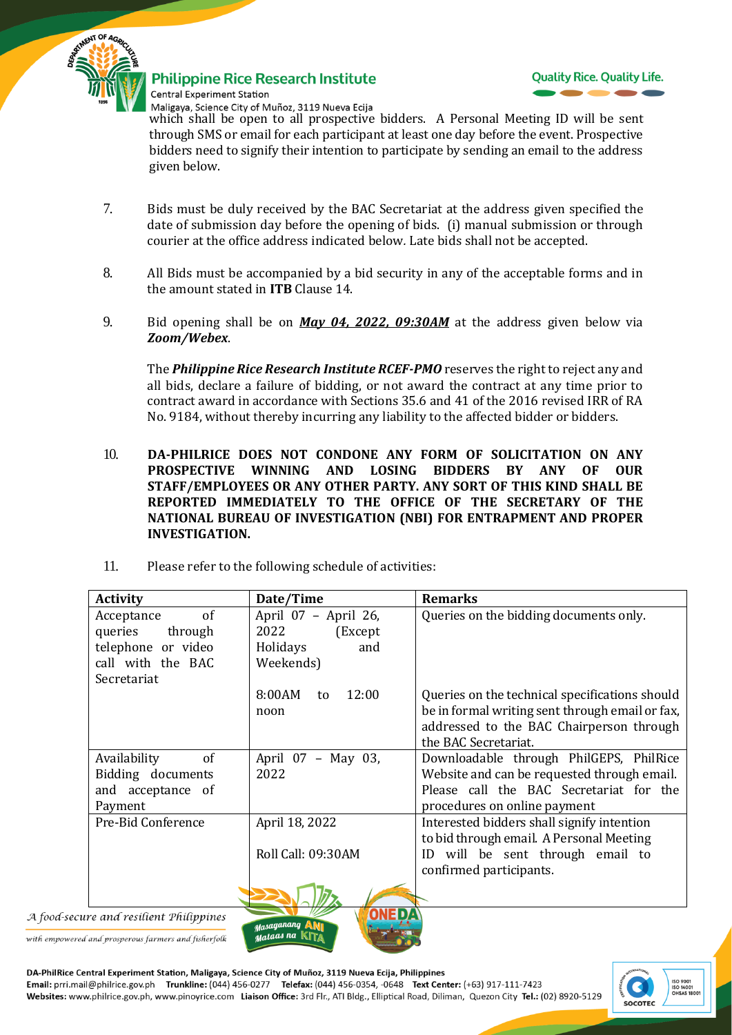which shall be open to all prospective bidders. A Personal Meeting ID will be sent through SMS or email for each participant at least one day before the event. Prospective bidders need to signify their intention to participate by sending an email to the address given below.

7. Bids must be duly received by the BAC Secretariat at the address given specified the date of submission day before the opening of bids. (i) manual submission or through courier at the office address indicated below. Late bids shall not be accepted.

8. All Bids must be accompanied by a bid security in any of the acceptable forms and in the amount stated in **ITB** Clause 14.

9. Bid opening shall be on ***May 04, 2022, 09:30AM*** at the address given below via ***Zoom/Webex***.

   The ***Philippine Rice Research Institute RCEF-PMO*** reserves the right to reject any and all bids, declare a failure of bidding, or not award the contract at any time prior to contract award in accordance with Sections 35.6 and 41 of the 2016 revised IRR of RA No. 9184, without thereby incurring any liability to the affected bidder or bidders.

10. **DA-PHILRICE DOES NOT CONDONE ANY FORM OF SOLICITATION ON ANY PROSPECTIVE WINNING AND LOSING BIDDERS BY ANY OF OUR STAFF/EMPLOYEES OR ANY OTHER PARTY. ANY SORT OF THIS KIND SHALL BE REPORTED IMMEDIATELY TO THE OFFICE OF THE SECRETARY OF THE NATIONAL BUREAU OF INVESTIGATION (NBI) FOR ENTRAPMENT AND PROPER INVESTIGATION.**

11. Please refer to the following schedule of activities:

| Activity | Date/Time | Remarks |
|---|---|---|
| Acceptance of queries through telephone or video call with the BAC Secretariat | April 07 – April 26, 2022 (Except Holidays and Weekends) | Queries on the bidding documents only. |
| | 8:00AM to 12:00 noon | Queries on the technical specifications should be in formal writing sent through email or fax, addressed to the BAC Chairperson through the BAC Secretariat. |
| Availability of Bidding documents and acceptance of Payment | April 07 – May 03, 2022 | Downloadable through PhilGEPS, PhilRice Website and can be requested through email. Please call the BAC Secretariat for the procedures on online payment |
| Pre-Bid Conference | April 18, 2022<br><br>Roll Call: 09:30AM | Interested bidders shall signify intention to bid through email. A Personal Meeting ID will be sent through email to confirmed participants. |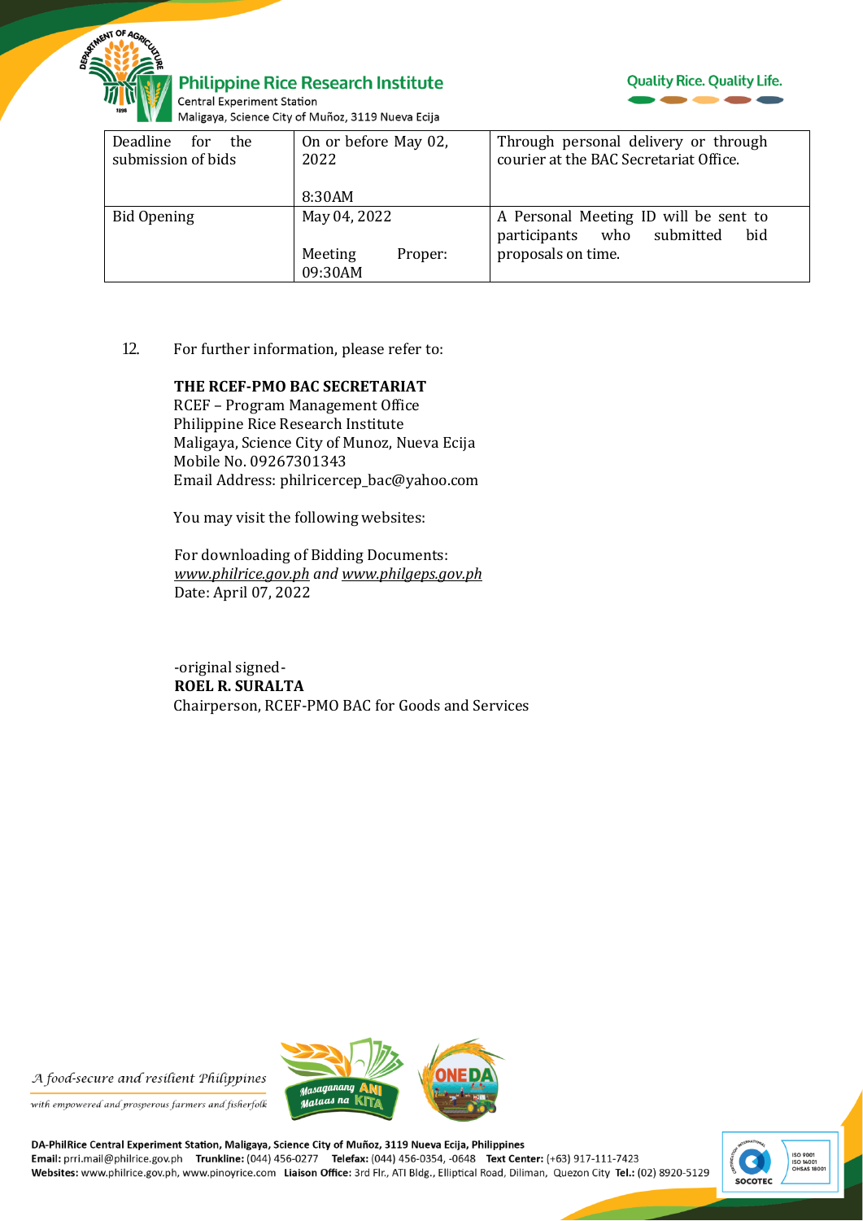| | | |
|---|---|---|
| Deadline for the submission of bids | On or before May 02, 2022<br><br>8:30AM | Through personal delivery or through courier at the BAC Secretariat Office. |
| Bid Opening | May 04, 2022<br><br>Meeting Proper: 09:30AM | A Personal Meeting ID will be sent to participants who submitted bid proposals on time. |

12. For further information, please refer to:

**THE RCEF-PMO BAC SECRETARIAT**
RCEF – Program Management Office
Philippine Rice Research Institute
Maligaya, Science City of Munoz, Nueva Ecija
Mobile No. 09267301343
Email Address: philricercep_bac@yahoo.com

You may visit the following websites:

For downloading of Bidding Documents:
*www.philrice.gov.ph and www.philgeps.gov.ph*
Date: April 07, 2022

-original signed-
**ROEL R. SURALTA**
Chairperson, RCEF-PMO BAC for Goods and Services